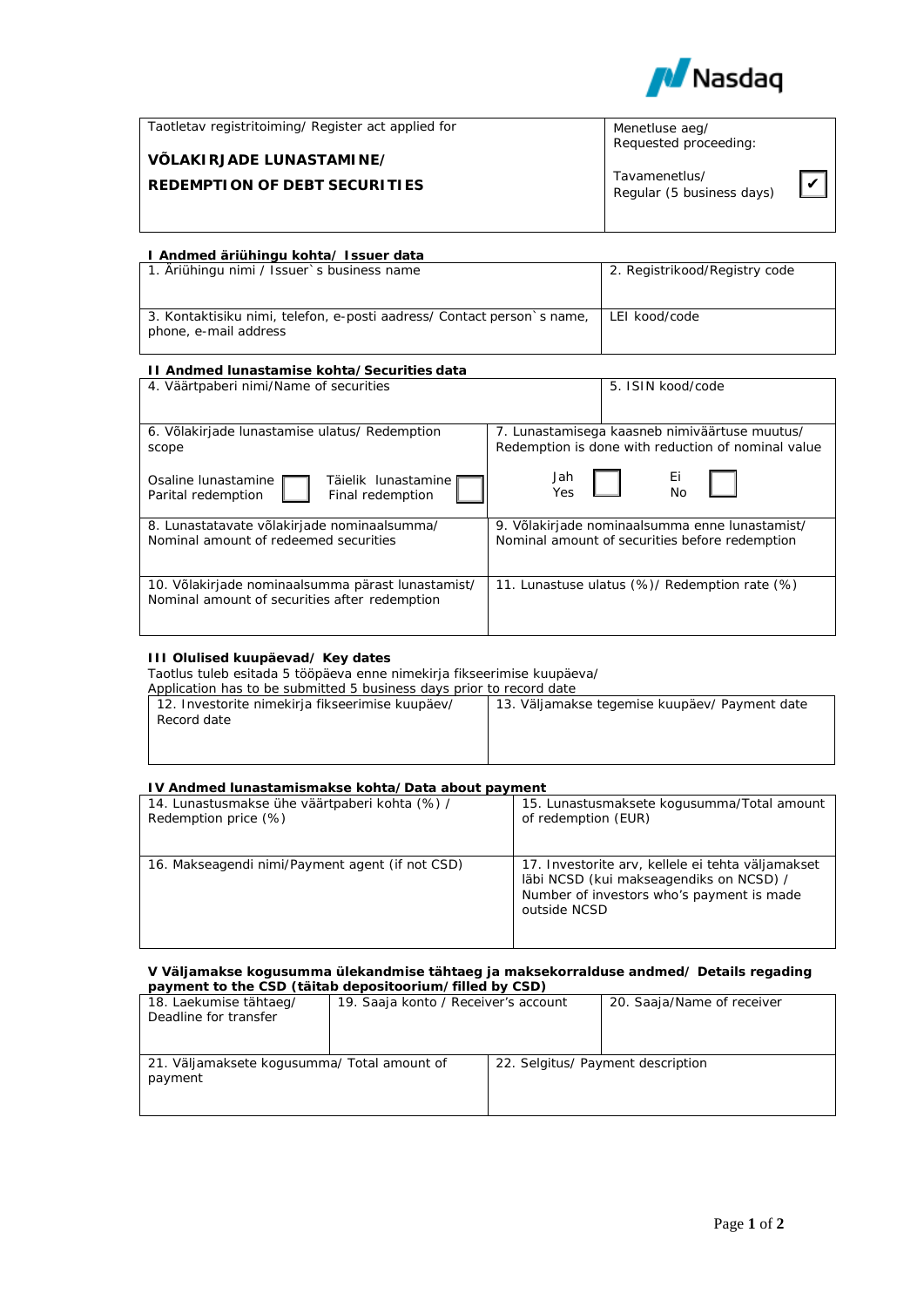| Taotletav registritoiming/ Register act applied for<br><br>**VÕLAKIRJADE LUNASTAMINE/**<br><br>**REDEMPTION OF DEBT SECURITIES** | Menetluse aeg/<br>Requested proceeding:<br><br>Tavamenetlus/<br>Regular (5 business days) ☑ |
|---|---|

**I Andmed äriühingu kohta/ Issuer data**

| 1. Äriühingu nimi / Issuer`s business name | 2. Registrikood/Registry code |
|---|---|
| 3. Kontaktisiku nimi, telefon, e-posti aadress/ Contact person`s name, phone, e-mail address | LEI kood/code |

**II Andmed lunastamise kohta/Securities data**

| 4. Väärtpaberi nimi/Name of securities | 5. ISIN kood/code |
|---|---|
| 6. Võlakirjade lunastamise ulatus/ Redemption scope<br><br>Osaline lunastamine ☐ Parital redemption<br>Täielik lunastamine ☐ Final redemption | 7. Lunastamisega kaasneb nimiväärtuse muutus/ Redemption is done with reduction of nominal value<br><br>Jah/Yes ☐ Ei/No ☐ |
| 8. Lunastatavate võlakirjade nominaalsumma/ Nominal amount of redeemed securities | 9. Võlakirjade nominaalsumma enne lunastamist/ Nominal amount of securities before redemption |
| 10. Võlakirjade nominaalsumma pärast lunastamist/ Nominal amount of securities after redemption | 11. Lunastuse ulatus (%)/ Redemption rate (%) |

**III Olulised kuupäevad/ Key dates**

Taotlus tuleb esitada 5 tööpäeva enne nimekirja fikseerimise kuupäeva/
Application has to be submitted 5 business days prior to record date

| 12. Investorite nimekirja fikseerimise kuupäev/ Record date | 13. Väljamakse tegemise kuupäev/ Payment date |
|---|---|

**IV Andmed lunastamismakse kohta/Data about payment**

| 14. Lunastusmakse ühe väärtpaberi kohta (%) / Redemption price (%) | 15. Lunastusmaksete kogusumma/Total amount of redemption (EUR) |
|---|---|
| 16. Makseagendi nimi/Payment agent (if not CSD) | 17. Investorite arv, kellele ei tehta väljamakset läbi NCSD (kui makseagendiks on NCSD) / Number of investors who's payment is made outside NCSD |

**V Väljamakse kogusumma ülekandmise tähtaeg ja maksekorralduse andmed/ Details regading payment to the CSD (täitab depositoorium/filled by CSD)**

| 18. Laekumise tähtaeg/ Deadline for transfer | 19. Saaja konto / Receiver's account | 20. Saaja/Name of receiver |
|---|---|---|
| 21. Väljamaksete kogusumma/ Total amount of payment | 22. Selgitus/ Payment description | |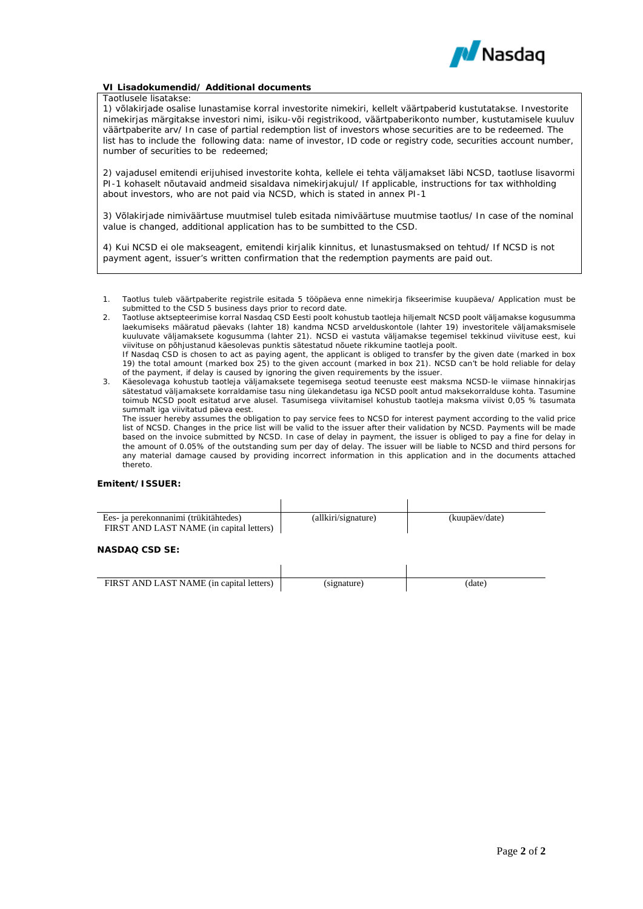**VI Lisadokumendid/ Additional documents**

Taotlusele lisatakse:

1) võlakirjade osalise lunastamise korral investorite nimekiri, kellelt väärtpaberid kustutatakse. Investorite nimekirjas märgitakse investori nimi, isiku-või registrikood, väärtpaberikonto number, kustutamisele kuuluv väärtpaberite arv/ In case of partial redemption list of investors whose securities are to be redeemed. The list has to include the following data: name of investor, ID code or registry code, securities account number, number of securities to be redeemed;

2) vajadusel emitendi erijuhised investorite kohta, kellele ei tehta väljamakset läbi NCSD, taotluse lisavormi PI-1 kohaselt nõutavaid andmeid sisaldava nimekirjakujul/ If applicable, instructions for tax withholding about investors, who are not paid via NCSD, which is stated in annex PI-1

3) Võlakirjade nimiväärtuse muutmisel tuleb esitada nimiväärtuse muutmise taotlus/ In case of the nominal value is changed, additional application has to be sumbitted to the CSD.

4) Kui NCSD ei ole makseagent, emitendi kirjalik kinnitus, et lunastusmaksed on tehtud/ If NCSD is not payment agent, issuer's written confirmation that the redemption payments are paid out.

1. Taotlus tuleb väärtpaberite registrile esitada 5 tööpäeva enne nimekirja fikseerimise kuupäeva/ Application must be submitted to the CSD 5 business days prior to record date.
2. Taotluse aktsepteerimise korral Nasdaq CSD Eesti poolt kohustub taotleja hiljemalt NCSD poolt väljamakse kogusumma laekumiseks määratud päevaks (lahter 18) kandma NCSD arvelduskontole (lahter 19) investoritele väljamaksmisele kuuluvate väljamaksete kogusumma (lahter 21). NCSD ei vastuta väljamakse tegemisel tekkinud viivituse eest, kui viivituse on põhjustanud käesolevas punktis sätestatud nõuete rikkumine taotleja poolt.
   If Nasdaq CSD is chosen to act as paying agent, the applicant is obliged to transfer by the given date (marked in box 19) the total amount (marked box 25) to the given account (marked in box 21). NCSD can't be hold reliable for delay of the payment, if delay is caused by ignoring the given requirements by the issuer.
3. Käesolevaga kohustub taotleja väljamaksete tegemisega seotud teenuste eest maksma NCSD-le viimase hinnakirjas sätestatud väljamaksete korraldamise tasu ning ülekandetasu iga NCSD poolt antud maksekorralduse kohta. Tasumine toimub NCSD poolt esitatud arve alusel. Tasumisega viivitamisel kohustub taotleja maksma viivist 0,05 % tasumata summalt iga viivitatud päeva eest.
   The issuer hereby assumes the obligation to pay service fees to NCSD for interest payment according to the valid price list of NCSD. Changes in the price list will be valid to the issuer after their validation by NCSD. Payments will be made based on the invoice submitted by NCSD. In case of delay in payment, the issuer is obliged to pay a fine for delay in the amount of 0.05% of the outstanding sum per day of delay. The issuer will be liable to NCSD and third persons for any material damage caused by providing incorrect information in this application and in the documents attached thereto.

**Emitent/ISSUER:**

| | | |
|---|---|---|
| Ees- ja perekonnanimi (trükitähtedes) FIRST AND LAST NAME (in capital letters) | (allkiri/signature) | (kuupäev/date) |

**NASDAQ CSD SE:**

| | | |
|---|---|---|
| FIRST AND LAST NAME (in capital letters) | (signature) | (date) |